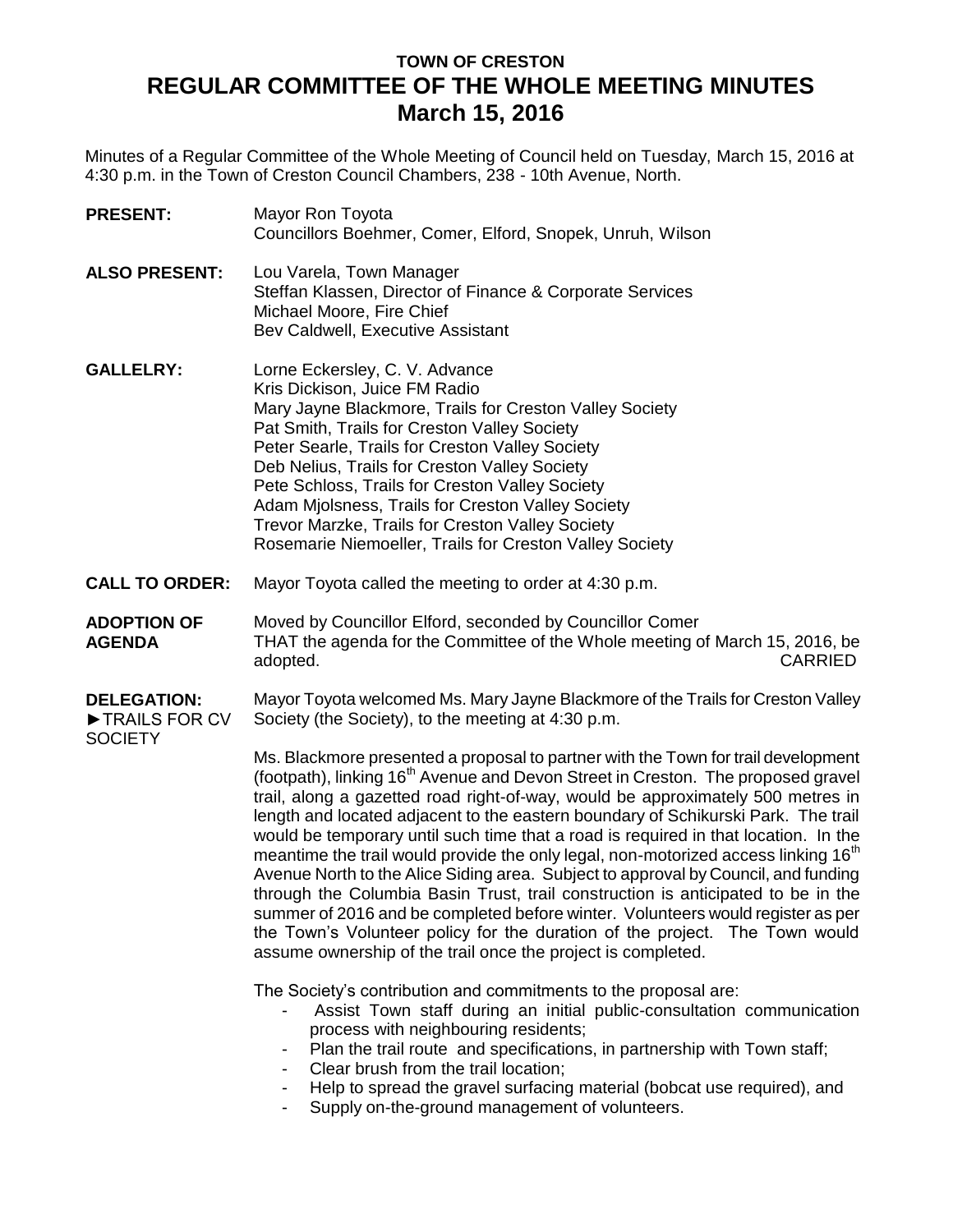# TOWN OF CRESTON
# REGULAR COMMITTEE OF THE WHOLE MEETING MINUTES
## March 15, 2016

Minutes of a Regular Committee of the Whole Meeting of Council held on Tuesday, March 15, 2016 at 4:30 p.m. in the Town of Creston Council Chambers, 238 - 10th Avenue, North.

**PRESENT:** Mayor Ron Toyota
Councillors Boehmer, Comer, Elford, Snopek, Unruh, Wilson

**ALSO PRESENT:** Lou Varela, Town Manager
Steffan Klassen, Director of Finance & Corporate Services
Michael Moore, Fire Chief
Bev Caldwell, Executive Assistant

**GALLELRY:** Lorne Eckersley, C. V. Advance
Kris Dickison, Juice FM Radio
Mary Jayne Blackmore, Trails for Creston Valley Society
Pat Smith, Trails for Creston Valley Society
Peter Searle, Trails for Creston Valley Society
Deb Nelius, Trails for Creston Valley Society
Pete Schloss, Trails for Creston Valley Society
Adam Mjolsness, Trails for Creston Valley Society
Trevor Marzke, Trails for Creston Valley Society
Rosemarie Niemoeller, Trails for Creston Valley Society

**CALL TO ORDER:** Mayor Toyota called the meeting to order at 4:30 p.m.

**ADOPTION OF AGENDA**

Moved by Councillor Elford, seconded by Councillor Comer
THAT the agenda for the Committee of the Whole meeting of March 15, 2016, be adopted. CARRIED

**DELEGATION: ►TRAILS FOR CV SOCIETY**

Mayor Toyota welcomed Ms. Mary Jayne Blackmore of the Trails for Creston Valley Society (the Society), to the meeting at 4:30 p.m.

Ms. Blackmore presented a proposal to partner with the Town for trail development (footpath), linking 16th Avenue and Devon Street in Creston. The proposed gravel trail, along a gazetted road right-of-way, would be approximately 500 metres in length and located adjacent to the eastern boundary of Schikurski Park. The trail would be temporary until such time that a road is required in that location. In the meantime the trail would provide the only legal, non-motorized access linking 16th Avenue North to the Alice Siding area. Subject to approval by Council, and funding through the Columbia Basin Trust, trail construction is anticipated to be in the summer of 2016 and be completed before winter. Volunteers would register as per the Town's Volunteer policy for the duration of the project. The Town would assume ownership of the trail once the project is completed.

The Society's contribution and commitments to the proposal are:

- Assist Town staff during an initial public-consultation communication process with neighbouring residents;
- Plan the trail route and specifications, in partnership with Town staff;
- Clear brush from the trail location;
- Help to spread the gravel surfacing material (bobcat use required), and
- Supply on-the-ground management of volunteers.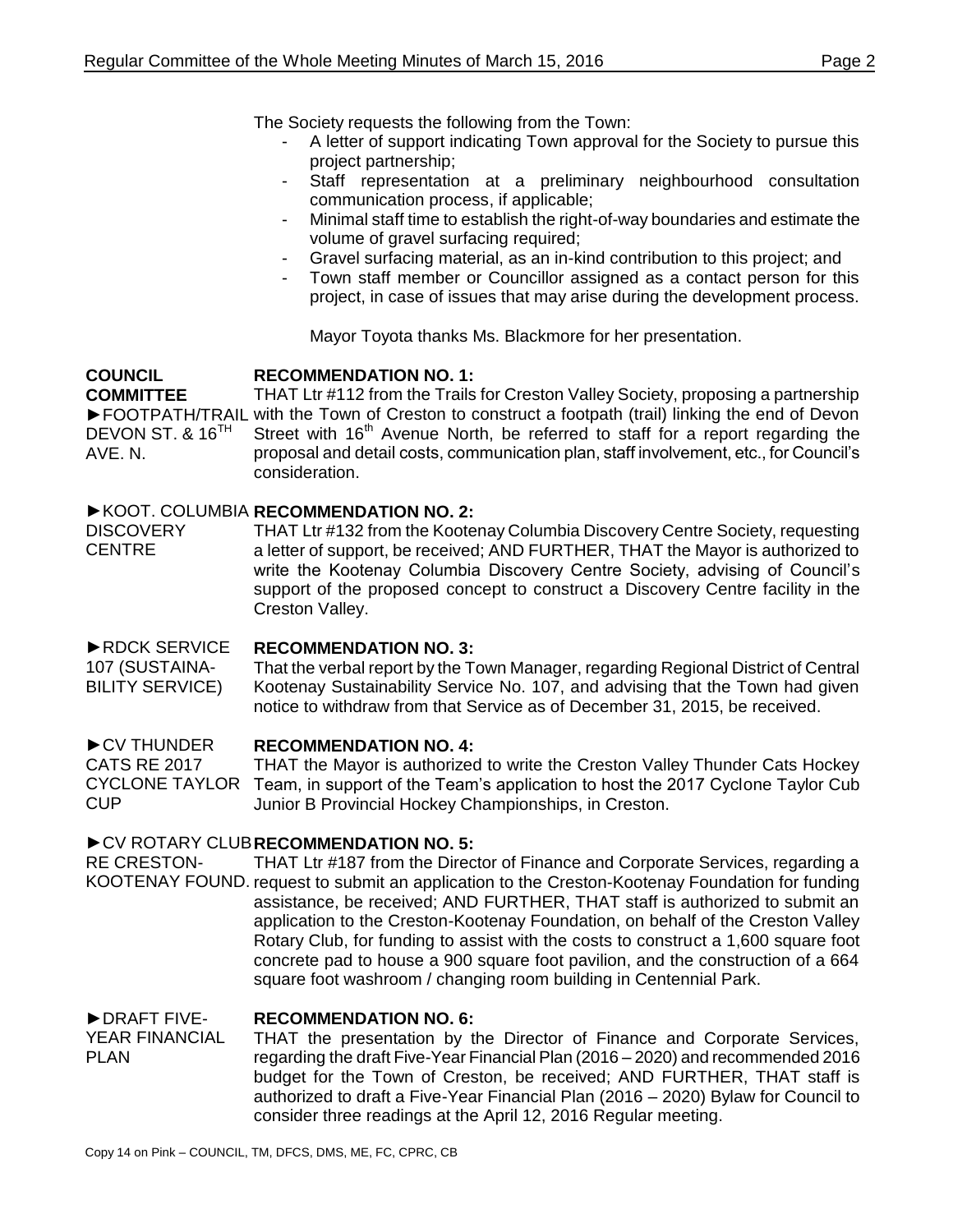The Society requests the following from the Town:

- A letter of support indicating Town approval for the Society to pursue this project partnership;
- Staff representation at a preliminary neighbourhood consultation communication process, if applicable;
- Minimal staff time to establish the right-of-way boundaries and estimate the volume of gravel surfacing required;
- Gravel surfacing material, as an in-kind contribution to this project; and
- Town staff member or Councillor assigned as a contact person for this project, in case of issues that may arise during the development process.

Mayor Toyota thanks Ms. Blackmore for her presentation.

**COUNCIL COMMITTEE**

►FOOTPATH/TRAIL DEVON ST. & 16TH AVE. N.

**RECOMMENDATION NO. 1:**

THAT Ltr #112 from the Trails for Creston Valley Society, proposing a partnership with the Town of Creston to construct a footpath (trail) linking the end of Devon Street with 16th Avenue North, be referred to staff for a report regarding the proposal and detail costs, communication plan, staff involvement, etc., for Council's consideration.

►KOOT. COLUMBIA DISCOVERY CENTRE

**RECOMMENDATION NO. 2:**

THAT Ltr #132 from the Kootenay Columbia Discovery Centre Society, requesting a letter of support, be received; AND FURTHER, THAT the Mayor is authorized to write the Kootenay Columbia Discovery Centre Society, advising of Council's support of the proposed concept to construct a Discovery Centre facility in the Creston Valley.

►RDCK SERVICE 107 (SUSTAINABILITY SERVICE)

**RECOMMENDATION NO. 3:**

That the verbal report by the Town Manager, regarding Regional District of Central Kootenay Sustainability Service No. 107, and advising that the Town had given notice to withdraw from that Service as of December 31, 2015, be received.

►CV THUNDER CATS RE 2017 CYCLONE TAYLOR CUP

**RECOMMENDATION NO. 4:**

THAT the Mayor is authorized to write the Creston Valley Thunder Cats Hockey Team, in support of the Team's application to host the 2017 Cyclone Taylor Cub Junior B Provincial Hockey Championships, in Creston.

►CV ROTARY CLUB RE CRESTON-KOOTENAY FOUND.

**RECOMMENDATION NO. 5:**

THAT Ltr #187 from the Director of Finance and Corporate Services, regarding a request to submit an application to the Creston-Kootenay Foundation for funding assistance, be received; AND FURTHER, THAT staff is authorized to submit an application to the Creston-Kootenay Foundation, on behalf of the Creston Valley Rotary Club, for funding to assist with the costs to construct a 1,600 square foot concrete pad to house a 900 square foot pavilion, and the construction of a 664 square foot washroom / changing room building in Centennial Park.

►DRAFT FIVE-YEAR FINANCIAL PLAN

**RECOMMENDATION NO. 6:**

THAT the presentation by the Director of Finance and Corporate Services, regarding the draft Five-Year Financial Plan (2016 – 2020) and recommended 2016 budget for the Town of Creston, be received; AND FURTHER, THAT staff is authorized to draft a Five-Year Financial Plan (2016 – 2020) Bylaw for Council to consider three readings at the April 12, 2016 Regular meeting.

Copy 14 on Pink – COUNCIL, TM, DFCS, DMS, ME, FC, CPRC, CB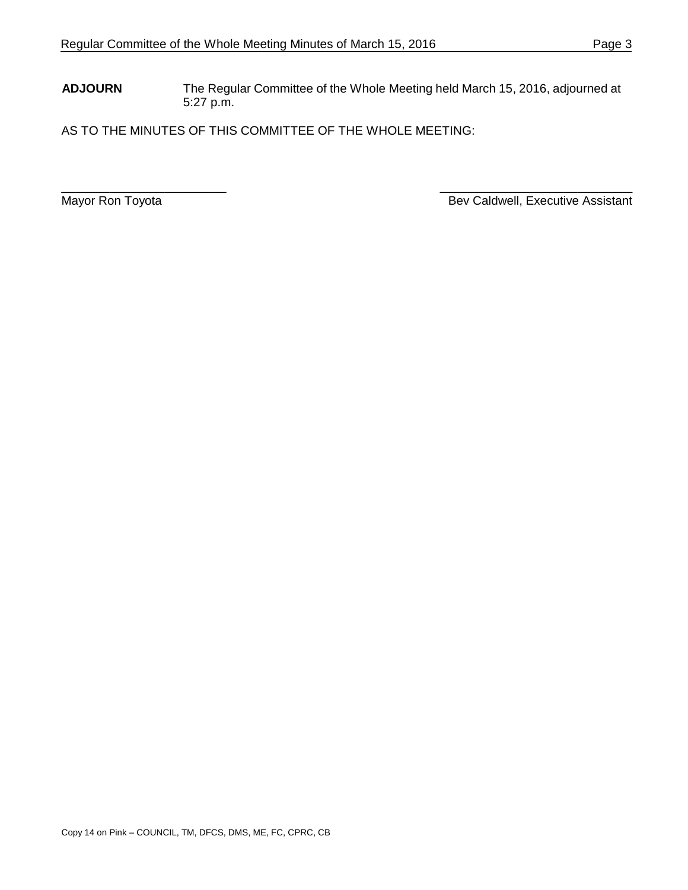**ADJOURN** The Regular Committee of the Whole Meeting held March 15, 2016, adjourned at 5:27 p.m.

AS TO THE MINUTES OF THIS COMMITTEE OF THE WHOLE MEETING:

\_\_\_\_\_\_\_\_\_\_\_\_\_\_\_\_\_\_\_\_\_\_\_\_\_ \_\_\_\_\_\_\_\_\_\_\_\_\_\_\_\_\_\_\_\_\_\_\_\_\_\_\_\_\_

Mayor Ron Toyota Bev Caldwell, Executive Assistant

Copy 14 on Pink – COUNCIL, TM, DFCS, DMS, ME, FC, CPRC, CB